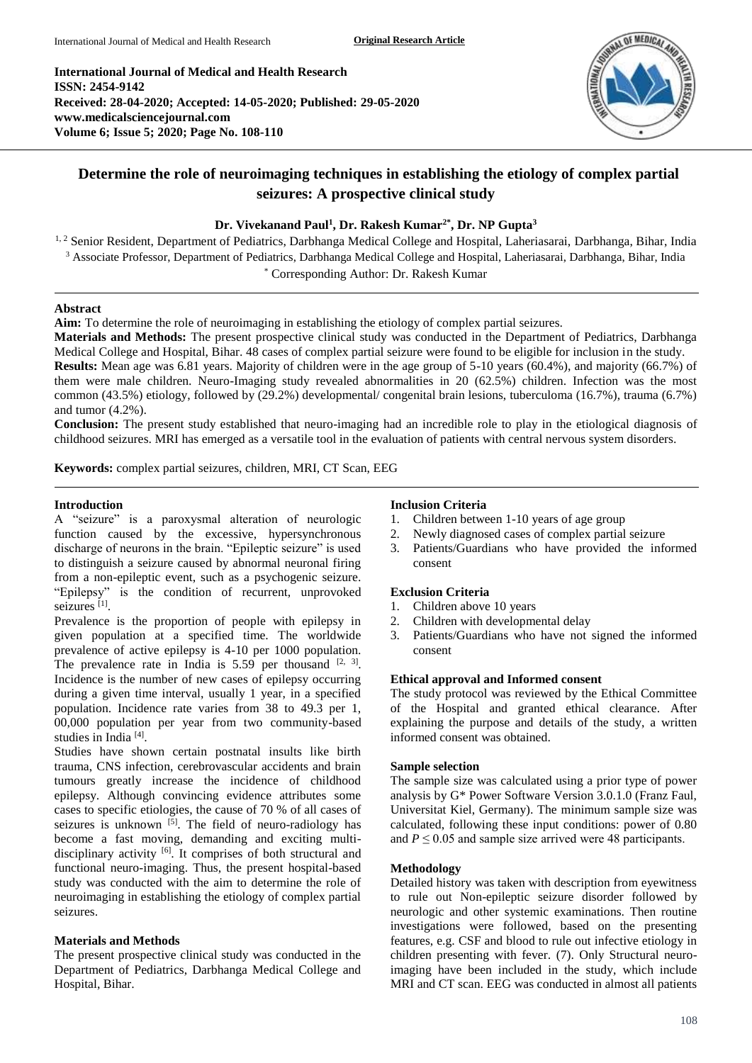**International Journal of Medical and Health Research**
**ISSN: 2454-9142**
**Received: 28-04-2020; Accepted: 14-05-2020; Published: 29-05-2020**
**www.medicalsciencejournal.com**
**Volume 6; Issue 5; 2020; Page No. 108-110**

# Determine the role of neuroimaging techniques in establishing the etiology of complex partial seizures: A prospective clinical study

**Dr. Vivekanand Paul[1], Dr. Rakesh Kumar[2*], Dr. NP Gupta[3]**

[1, 2] Senior Resident, Department of Pediatrics, Darbhanga Medical College and Hospital, Laheriasarai, Darbhanga, Bihar, India
[3] Associate Professor, Department of Pediatrics, Darbhanga Medical College and Hospital, Laheriasarai, Darbhanga, Bihar, India
[*] Corresponding Author: Dr. Rakesh Kumar

## Abstract

**Aim:** To determine the role of neuroimaging in establishing the etiology of complex partial seizures.

**Materials and Methods:** The present prospective clinical study was conducted in the Department of Pediatrics, Darbhanga Medical College and Hospital, Bihar. 48 cases of complex partial seizure were found to be eligible for inclusion in the study.

**Results:** Mean age was 6.81 years. Majority of children were in the age group of 5-10 years (60.4%), and majority (66.7%) of them were male children. Neuro-Imaging study revealed abnormalities in 20 (62.5%) children. Infection was the most common (43.5%) etiology, followed by (29.2%) developmental/ congenital brain lesions, tuberculoma (16.7%), trauma (6.7%) and tumor (4.2%).

**Conclusion:** The present study established that neuro-imaging had an incredible role to play in the etiological diagnosis of childhood seizures. MRI has emerged as a versatile tool in the evaluation of patients with central nervous system disorders.

**Keywords:** complex partial seizures, children, MRI, CT Scan, EEG

## Introduction

A "seizure" is a paroxysmal alteration of neurologic function caused by the excessive, hypersynchronous discharge of neurons in the brain. "Epileptic seizure" is used to distinguish a seizure caused by abnormal neuronal firing from a non-epileptic event, such as a psychogenic seizure. "Epilepsy" is the condition of recurrent, unprovoked seizures [1].

Prevalence is the proportion of people with epilepsy in given population at a specified time. The worldwide prevalence of active epilepsy is 4-10 per 1000 population. The prevalence rate in India is 5.59 per thousand [2, 3]. Incidence is the number of new cases of epilepsy occurring during a given time interval, usually 1 year, in a specified population. Incidence rate varies from 38 to 49.3 per 1, 00,000 population per year from two community-based studies in India [4].

Studies have shown certain postnatal insults like birth trauma, CNS infection, cerebrovascular accidents and brain tumours greatly increase the incidence of childhood epilepsy. Although convincing evidence attributes some cases to specific etiologies, the cause of 70 % of all cases of seizures is unknown [5]. The field of neuro-radiology has become a fast moving, demanding and exciting multi-disciplinary activity [6]. It comprises of both structural and functional neuro-imaging. Thus, the present hospital-based study was conducted with the aim to determine the role of neuroimaging in establishing the etiology of complex partial seizures.

## Materials and Methods

The present prospective clinical study was conducted in the Department of Pediatrics, Darbhanga Medical College and Hospital, Bihar.

### Inclusion Criteria

1. Children between 1-10 years of age group
2. Newly diagnosed cases of complex partial seizure
3. Patients/Guardians who have provided the informed consent

### Exclusion Criteria

1. Children above 10 years
2. Children with developmental delay
3. Patients/Guardians who have not signed the informed consent

### Ethical approval and Informed consent

The study protocol was reviewed by the Ethical Committee of the Hospital and granted ethical clearance. After explaining the purpose and details of the study, a written informed consent was obtained.

### Sample selection

The sample size was calculated using a prior type of power analysis by G* Power Software Version 3.0.1.0 (Franz Faul, Universitat Kiel, Germany). The minimum sample size was calculated, following these input conditions: power of 0.80 and $P \leq 0.05$ and sample size arrived were 48 participants.

### Methodology

Detailed history was taken with description from eyewitness to rule out Non-epileptic seizure disorder followed by neurologic and other systemic examinations. Then routine investigations were followed, based on the presenting features, e.g. CSF and blood to rule out infective etiology in children presenting with fever. (7). Only Structural neuro-imaging have been included in the study, which include MRI and CT scan. EEG was conducted in almost all patients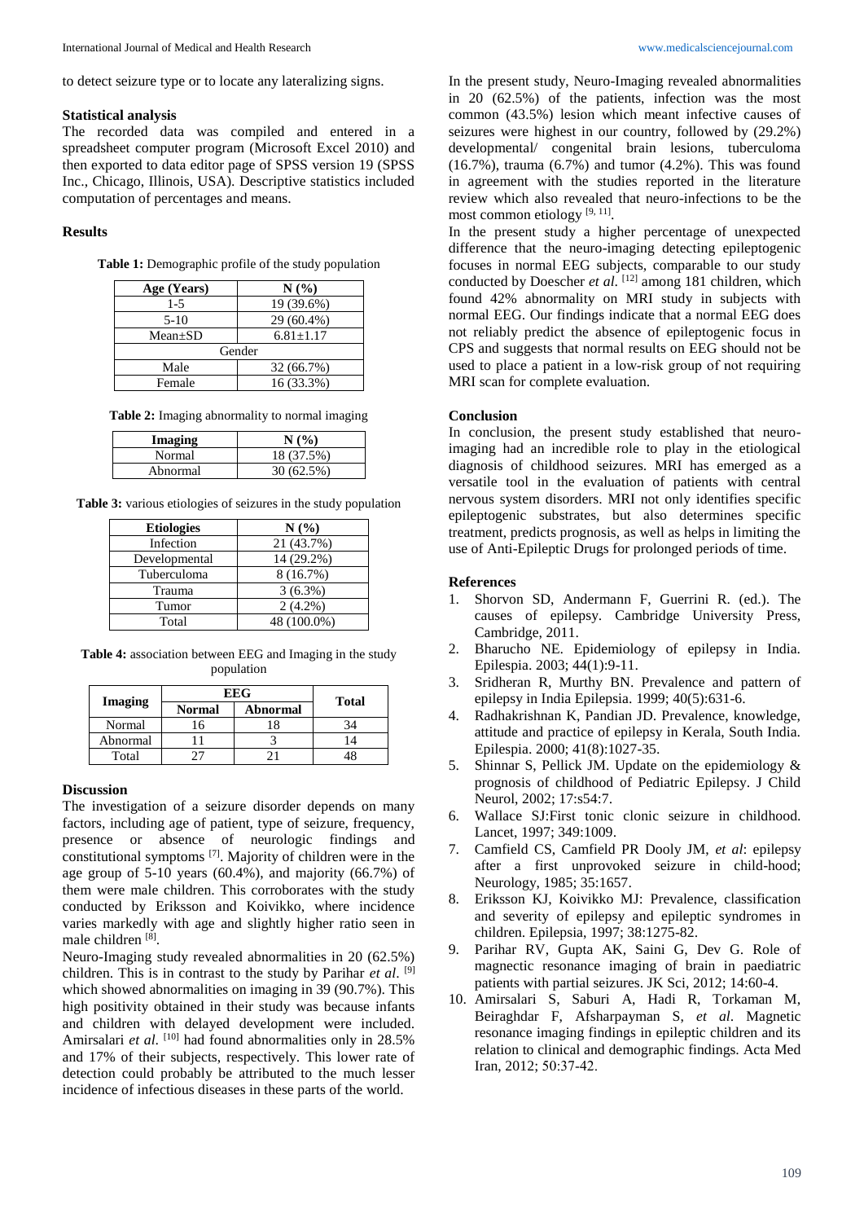to detect seizure type or to locate any lateralizing signs.

### Statistical analysis

The recorded data was compiled and entered in a spreadsheet computer program (Microsoft Excel 2010) and then exported to data editor page of SPSS version 19 (SPSS Inc., Chicago, Illinois, USA). Descriptive statistics included computation of percentages and means.

## Results

**Table 1:** Demographic profile of the study population

| Age (Years) | N (%) |
|---|---|
| 1-5 | 19 (39.6%) |
| 5-10 | 29 (60.4%) |
| Mean±SD | 6.81±1.17 |
| Gender | |
| Male | 32 (66.7%) |
| Female | 16 (33.3%) |

**Table 2:** Imaging abnormality to normal imaging

| Imaging | N (%) |
|---|---|
| Normal | 18 (37.5%) |
| Abnormal | 30 (62.5%) |

**Table 3:** various etiologies of seizures in the study population

| Etiologies | N (%) |
|---|---|
| Infection | 21 (43.7%) |
| Developmental | 14 (29.2%) |
| Tuberculoma | 8 (16.7%) |
| Trauma | 3 (6.3%) |
| Tumor | 2 (4.2%) |
| Total | 48 (100.0%) |

**Table 4:** association between EEG and Imaging in the study population

| Imaging | EEG | | Total |
|---|---|---|---|
| | Normal | Abnormal | |
| Normal | 16 | 18 | 34 |
| Abnormal | 11 | 3 | 14 |
| Total | 27 | 21 | 48 |

## Discussion

The investigation of a seizure disorder depends on many factors, including age of patient, type of seizure, frequency, presence or absence of neurologic findings and constitutional symptoms [7]. Majority of children were in the age group of 5-10 years (60.4%), and majority (66.7%) of them were male children. This corroborates with the study conducted by Eriksson and Koivikko, where incidence varies markedly with age and slightly higher ratio seen in male children [8].

Neuro-Imaging study revealed abnormalities in 20 (62.5%) children. This is in contrast to the study by Parihar *et al*. [9] which showed abnormalities on imaging in 39 (90.7%). This high positivity obtained in their study was because infants and children with delayed development were included. Amirsalari *et al*. [10] had found abnormalities only in 28.5% and 17% of their subjects, respectively. This lower rate of detection could probably be attributed to the much lesser incidence of infectious diseases in these parts of the world.

In the present study, Neuro-Imaging revealed abnormalities in 20 (62.5%) of the patients, infection was the most common (43.5%) lesion which meant infective causes of seizures were highest in our country, followed by (29.2%) developmental/ congenital brain lesions, tuberculoma (16.7%), trauma (6.7%) and tumor (4.2%). This was found in agreement with the studies reported in the literature review which also revealed that neuro-infections to be the most common etiology [9, 11].

In the present study a higher percentage of unexpected difference that the neuro-imaging detecting epileptogenic focuses in normal EEG subjects, comparable to our study conducted by Doescher *et al*. [12] among 181 children, which found 42% abnormality on MRI study in subjects with normal EEG. Our findings indicate that a normal EEG does not reliably predict the absence of epileptogenic focus in CPS and suggests that normal results on EEG should not be used to place a patient in a low-risk group of not requiring MRI scan for complete evaluation.

## Conclusion

In conclusion, the present study established that neuro-imaging had an incredible role to play in the etiological diagnosis of childhood seizures. MRI has emerged as a versatile tool in the evaluation of patients with central nervous system disorders. MRI not only identifies specific epileptogenic substrates, but also determines specific treatment, predicts prognosis, as well as helps in limiting the use of Anti-Epileptic Drugs for prolonged periods of time.

## References

1. Shorvon SD, Andermann F, Guerrini R. (ed.). The causes of epilepsy. Cambridge University Press, Cambridge, 2011.
2. Bharucho NE. Epidemiology of epilepsy in India. Epilepsia. 2003; 44(1):9-11.
3. Sridheran R, Murthy BN. Prevalence and pattern of epilepsy in India Epilepsia. 1999; 40(5):631-6.
4. Radhakrishnan K, Pandian JD. Prevalence, knowledge, attitude and practice of epilepsy in Kerala, South India. Epilespia. 2000; 41(8):1027-35.
5. Shinnar S, Pellick JM. Update on the epidemiology & prognosis of childhood of Pediatric Epilepsy. J Child Neurol, 2002; 17:s54:7.
6. Wallace SJ:First tonic clonic seizure in childhood. Lancet, 1997; 349:1009.
7. Camfield CS, Camfield PR Dooly JM, *et al*: epilepsy after a first unprovoked seizure in child-hood; Neurology, 1985; 35:1657.
8. Eriksson KJ, Koivikko MJ: Prevalence, classification and severity of epilepsy and epileptic syndromes in children. Epilepsia, 1997; 38:1275-82.
9. Parihar RV, Gupta AK, Saini G, Dev G. Role of magnectic resonance imaging of brain in paediatric patients with partial seizures. JK Sci, 2012; 14:60-4.
10. Amirsalari S, Saburi A, Hadi R, Torkaman M, Beiraghdar F, Afsharpayman S, *et al*. Magnetic resonance imaging findings in epileptic children and its relation to clinical and demographic findings. Acta Med Iran, 2012; 50:37-42.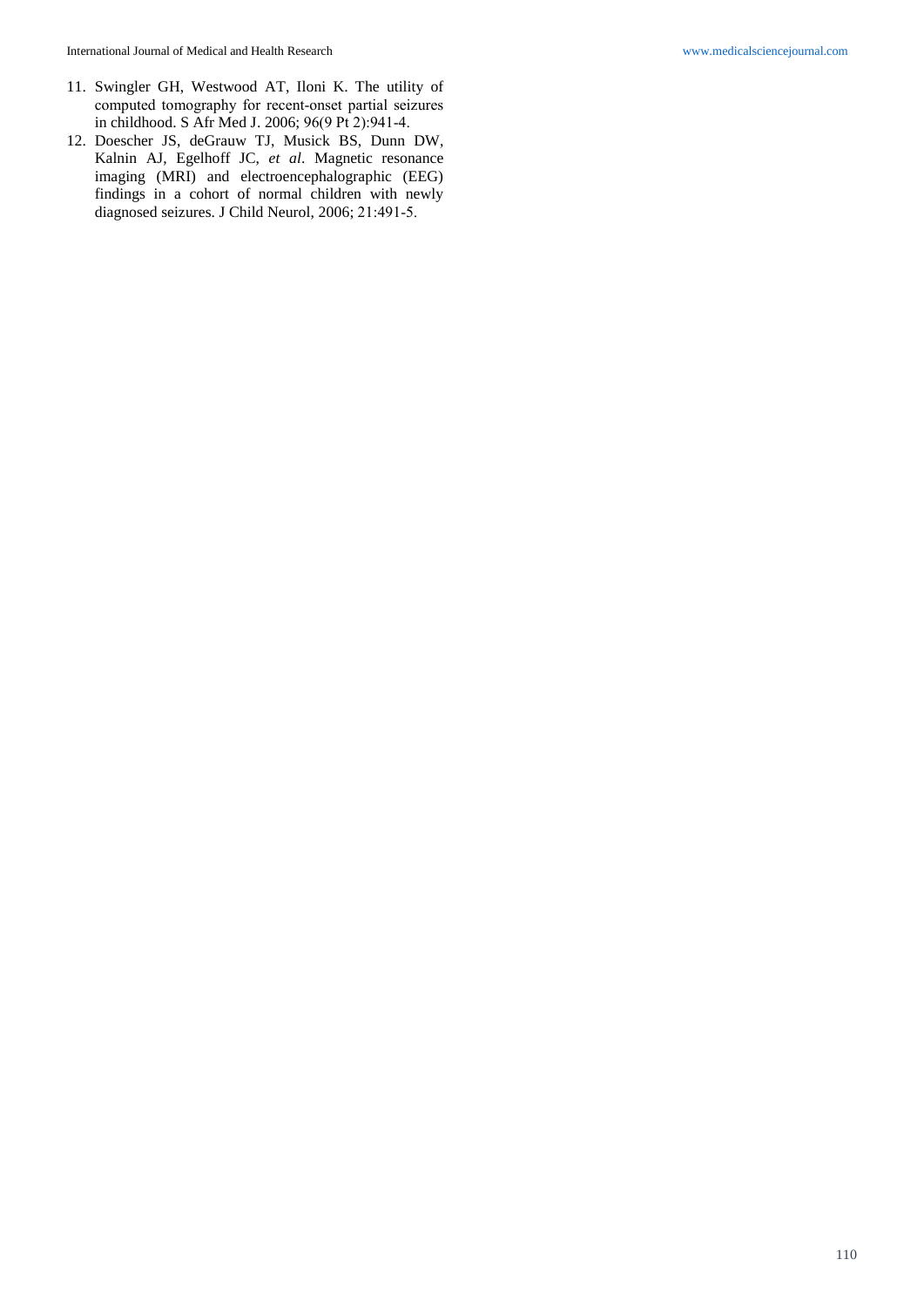11. Swingler GH, Westwood AT, Iloni K. The utility of computed tomography for recent-onset partial seizures in childhood. S Afr Med J. 2006; 96(9 Pt 2):941-4.
12. Doescher JS, deGrauw TJ, Musick BS, Dunn DW, Kalnin AJ, Egelhoff JC, *et al*. Magnetic resonance imaging (MRI) and electroencephalographic (EEG) findings in a cohort of normal children with newly diagnosed seizures. J Child Neurol, 2006; 21:491-5.